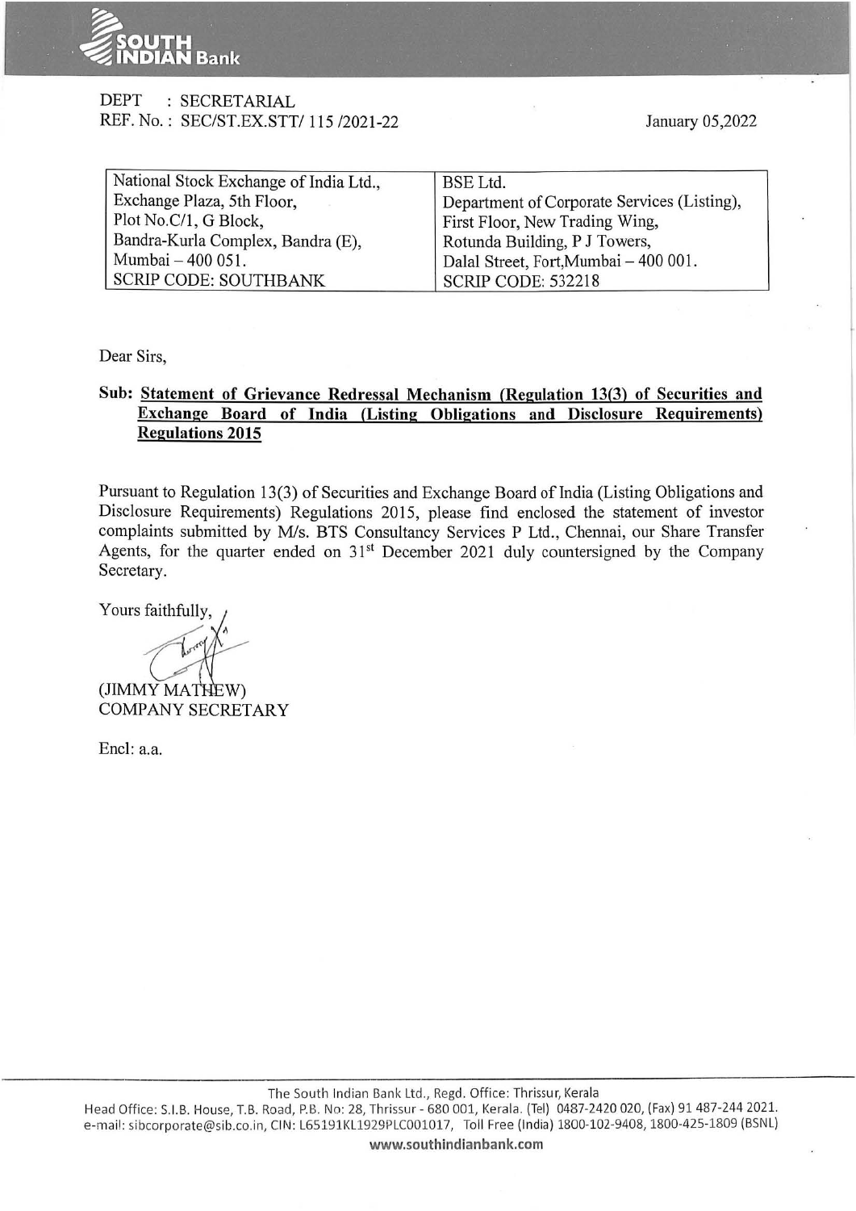DEPT : SECRETARIAL
REF. No. : SEC/ST.EX.STT/ 115 /2021-22

January 05,2022

| National Stock Exchange of India Ltd., | BSE Ltd. |
| --- | --- |
| Exchange Plaza, 5th Floor, | Department of Corporate Services (Listing), |
| Plot No.C/1, G Block, | First Floor, New Trading Wing, |
| Bandra-Kurla Complex, Bandra (E), | Rotunda Building, P J Towers, |
| Mumbai – 400 051. | Dalal Street, Fort,Mumbai – 400 001. |
| SCRIP CODE: SOUTHBANK | SCRIP CODE: 532218 |

Dear Sirs,

**Sub: Statement of Grievance Redressal Mechanism (Regulation 13(3) of Securities and Exchange Board of India (Listing Obligations and Disclosure Requirements) Regulations 2015**

Pursuant to Regulation 13(3) of Securities and Exchange Board of India (Listing Obligations and Disclosure Requirements) Regulations 2015, please find enclosed the statement of investor complaints submitted by M/s. BTS Consultancy Services P Ltd., Chennai, our Share Transfer Agents, for the quarter ended on 31st December 2021 duly countersigned by the Company Secretary.

Yours faithfully,

(JIMMY MATHEW)
COMPANY SECRETARY

Encl: a.a.

The South Indian Bank Ltd., Regd. Office: Thrissur, Kerala
Head Office: S.I.B. House, T.B. Road, P.B. No: 28, Thrissur - 680 001, Kerala. (Tel) 0487-2420 020, (Fax) 91 487-244 2021.
e-mail: sibcorporate@sib.co.in, CIN: L65191KL1929PLC001017, Toll Free (India) 1800-102-9408, 1800-425-1809 (BSNL)
www.southindianbank.com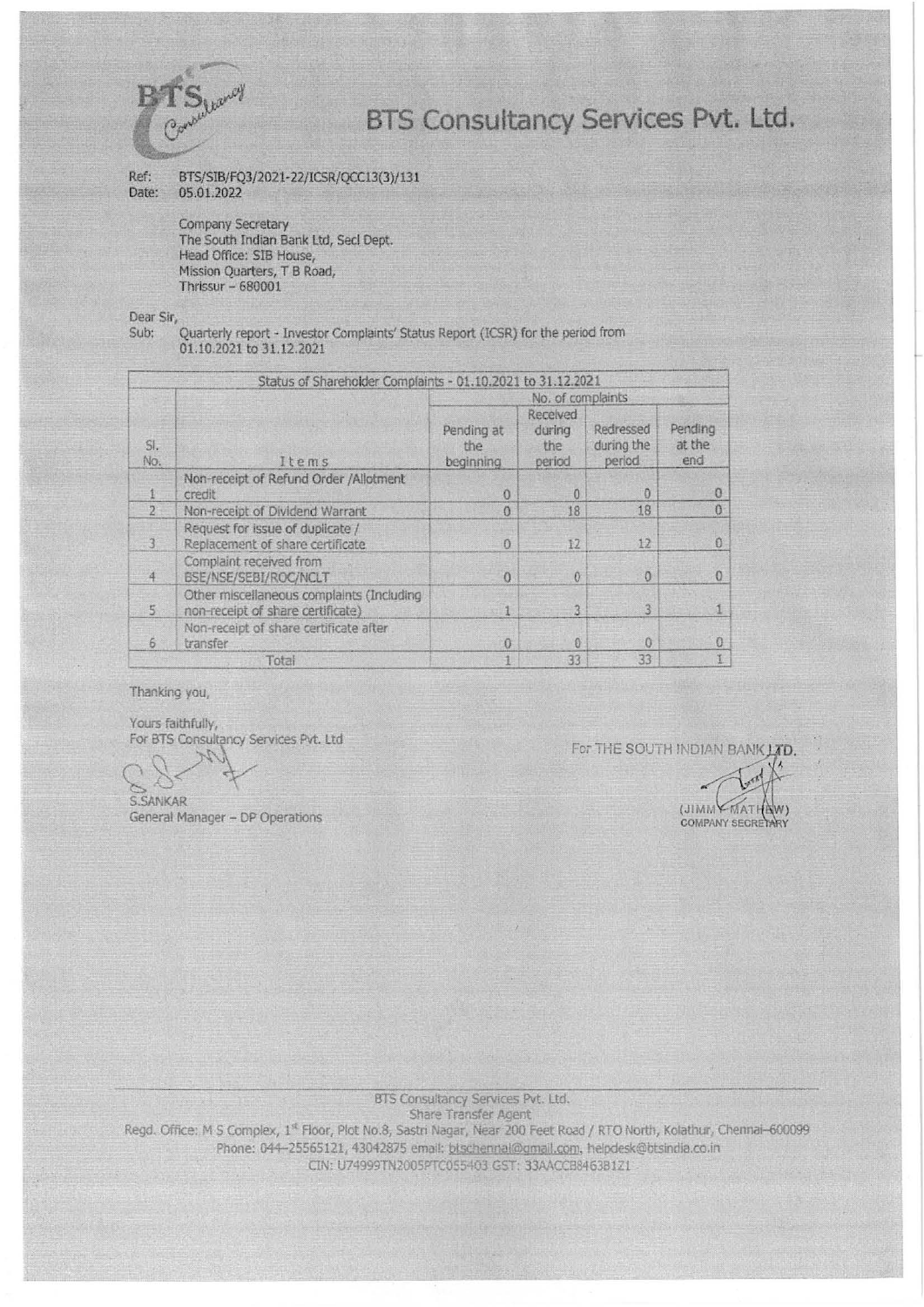# BTS Consultancy Services Pvt. Ltd.

Ref: BTS/SIB/FQ3/2021-22/ICSR/QCC13(3)/131
Date: 05.01.2022

Company Secretary
The South Indian Bank Ltd, Secl Dept.
Head Office: SIB House,
Mission Quarters, T B Road,
Thrissur – 680001

Dear Sir,

Sub: Quarterly report - Investor Complaints' Status Report (ICSR) for the period from 01.10.2021 to 31.12.2021

| Status of Shareholder Complaints - 01.10.2021 to 31.12.2021 | | | | | |
|---|---|---|---|---|---|
| | | No. of complaints | | | |
| Sl. No. | Items | Pending at the beginning | Received during the period | Redressed during the period | Pending at the end |
| 1 | Non-receipt of Refund Order /Allotment credit | 0 | 0 | 0 | 0 |
| 2 | Non-receipt of Dividend Warrant | 0 | 18 | 18 | 0 |
| 3 | Request for issue of duplicate / Replacement of share certificate | 0 | 12 | 12 | 0 |
| 4 | Complaint received from BSE/NSE/SEBI/ROC/NCLT | 0 | 0 | 0 | 0 |
| 5 | Other miscellaneous complaints (Including non-receipt of share certificate) | 1 | 3 | 3 | 1 |
| 6 | Non-receipt of share certificate after transfer | 0 | 0 | 0 | 0 |
| | Total | 1 | 33 | 33 | 1 |

Thanking you,

Yours faithfully,
For BTS Consultancy Services Pvt. Ltd

S.SANKAR
General Manager – DP Operations

For THE SOUTH INDIAN BANK LTD.

(JIMMY MATHEW)
COMPANY SECRETARY

BTS Consultancy Services Pvt. Ltd.
Share Transfer Agent
Regd. Office: M S Complex, 1st Floor, Plot No.8, Sastri Nagar, Near 200 Feet Road / RTO North, Kolathur, Chennai–600099
Phone: 044-25565121, 43042875 email: btschennai@gmail.com, helpdesk@btsindia.co.in
CIN: U74999TN2005PTC055403 GST: 33AACCB8463B1Z1